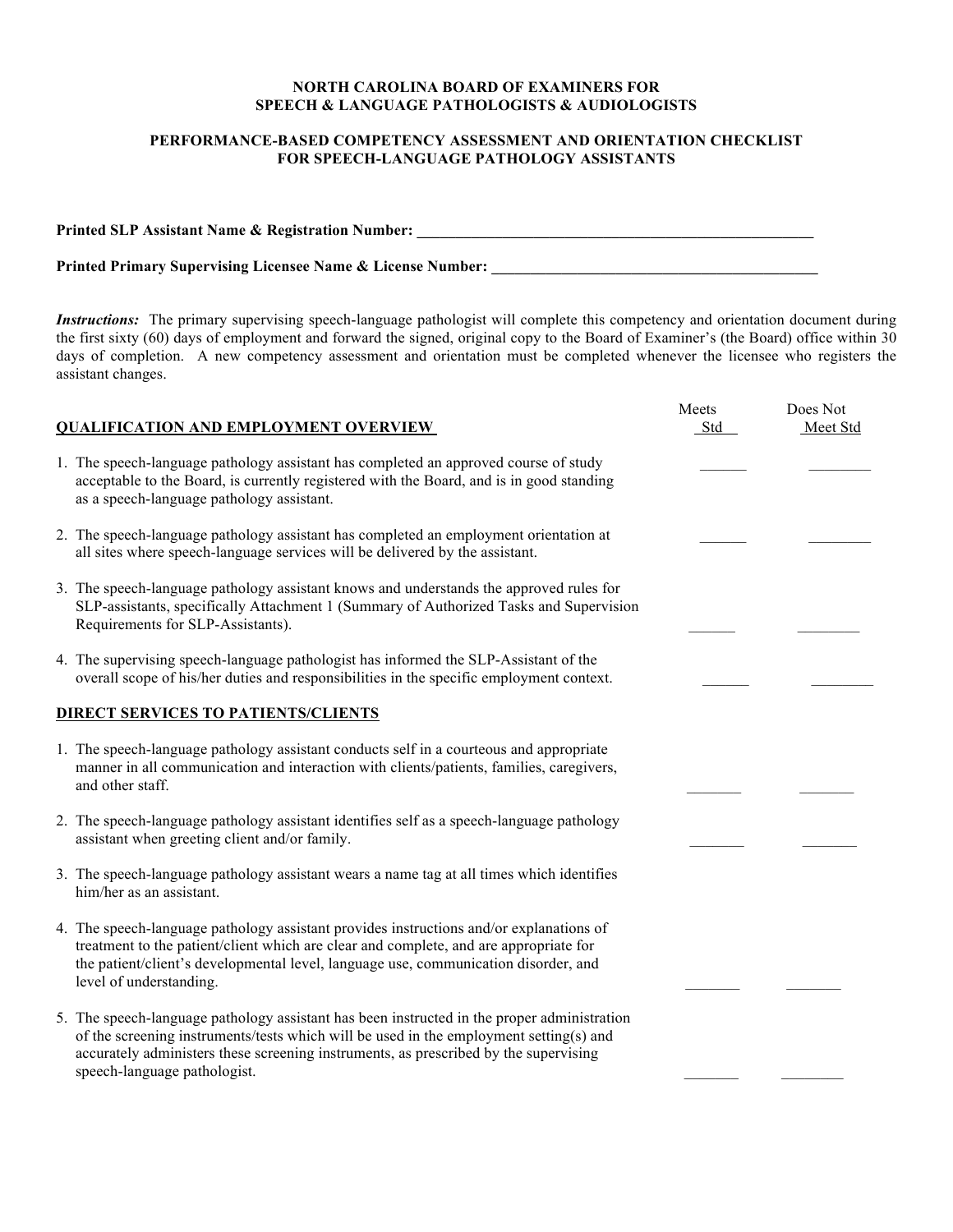**NORTH CAROLINA BOARD OF EXAMINERS FOR**
**SPEECH & LANGUAGE PATHOLOGISTS & AUDIOLOGISTS**

**PERFORMANCE-BASED COMPETENCY ASSESSMENT AND ORIENTATION CHECKLIST**
**FOR SPEECH-LANGUAGE PATHOLOGY ASSISTANTS**

**Printed SLP Assistant Name & Registration Number:** ______________________________________________________

**Printed Primary Supervising Licensee Name & License Number:** ____________________________________________

***Instructions:*** The primary supervising speech-language pathologist will complete this competency and orientation document during the first sixty (60) days of employment and forward the signed, original copy to the Board of Examiner's (the Board) office within 30 days of completion. A new competency assessment and orientation must be completed whenever the licensee who registers the assistant changes.

| **QUALIFICATION AND EMPLOYMENT OVERVIEW** | Meets Std | Does Not Meet Std |
|---|---|---|
| 1. The speech-language pathology assistant has completed an approved course of study acceptable to the Board, is currently registered with the Board, and is in good standing as a speech-language pathology assistant. | ______ | ________ |
| 2. The speech-language pathology assistant has completed an employment orientation at all sites where speech-language services will be delivered by the assistant. | ______ | ________ |
| 3. The speech-language pathology assistant knows and understands the approved rules for SLP-assistants, specifically Attachment 1 (Summary of Authorized Tasks and Supervision Requirements for SLP-Assistants). | ______ | ________ |
| 4. The supervising speech-language pathologist has informed the SLP-Assistant of the overall scope of his/her duties and responsibilities in the specific employment context. | ______ | ________ |
| **DIRECT SERVICES TO PATIENTS/CLIENTS** | | |
| 1. The speech-language pathology assistant conducts self in a courteous and appropriate manner in all communication and interaction with clients/patients, families, caregivers, and other staff. | _______ | _______ |
| 2. The speech-language pathology assistant identifies self as a speech-language pathology assistant when greeting client and/or family. | _______ | _______ |
| 3. The speech-language pathology assistant wears a name tag at all times which identifies him/her as an assistant. | | |
| 4. The speech-language pathology assistant provides instructions and/or explanations of treatment to the patient/client which are clear and complete, and are appropriate for the patient/client's developmental level, language use, communication disorder, and level of understanding. | _______ | _______ |
| 5. The speech-language pathology assistant has been instructed in the proper administration of the screening instruments/tests which will be used in the employment setting(s) and accurately administers these screening instruments, as prescribed by the supervising speech-language pathologist. | _______ | ________ |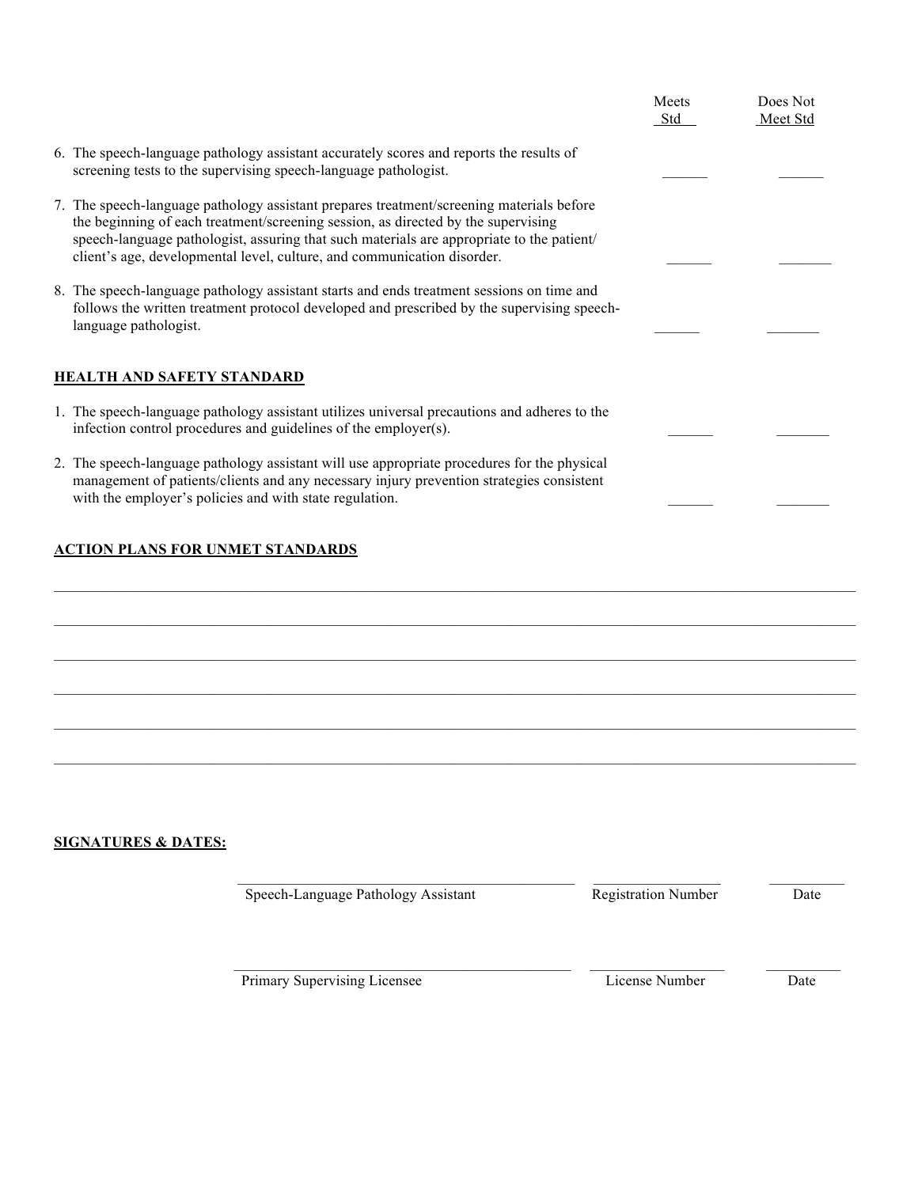| | Meets Std | Does Not Meet Std |
|---|---|---|
| 6. The speech-language pathology assistant accurately scores and reports the results of screening tests to the supervising speech-language pathologist. | ______ | ______ |
| 7. The speech-language pathology assistant prepares treatment/screening materials before the beginning of each treatment/screening session, as directed by the supervising speech-language pathologist, assuring that such materials are appropriate to the patient/client's age, developmental level, culture, and communication disorder. | ______ | _______ |
| 8. The speech-language pathology assistant starts and ends treatment sessions on time and follows the written treatment protocol developed and prescribed by the supervising speech-language pathologist. | ______ | _______ |

**HEALTH AND SAFETY STANDARD**

| | Meets Std | Does Not Meet Std |
|---|---|---|
| 1. The speech-language pathology assistant utilizes universal precautions and adheres to the infection control procedures and guidelines of the employer(s). | ______ | _______ |
| 2. The speech-language pathology assistant will use appropriate procedures for the physical management of patients/clients and any necessary injury prevention strategies consistent with the employer's policies and with state regulation. | ______ | _______ |

**ACTION PLANS FOR UNMET STANDARDS**

______________________________________________________________________________

______________________________________________________________________________

______________________________________________________________________________

______________________________________________________________________________

______________________________________________________________________________

______________________________________________________________________________

**SIGNATURES & DATES:**

| | | |
|---|---|---|
| ______________________________ | ________________ | __________ |
| Speech-Language Pathology Assistant | Registration Number | Date |
| ______________________________ | ________________ | __________ |
| Primary Supervising Licensee | License Number | Date |